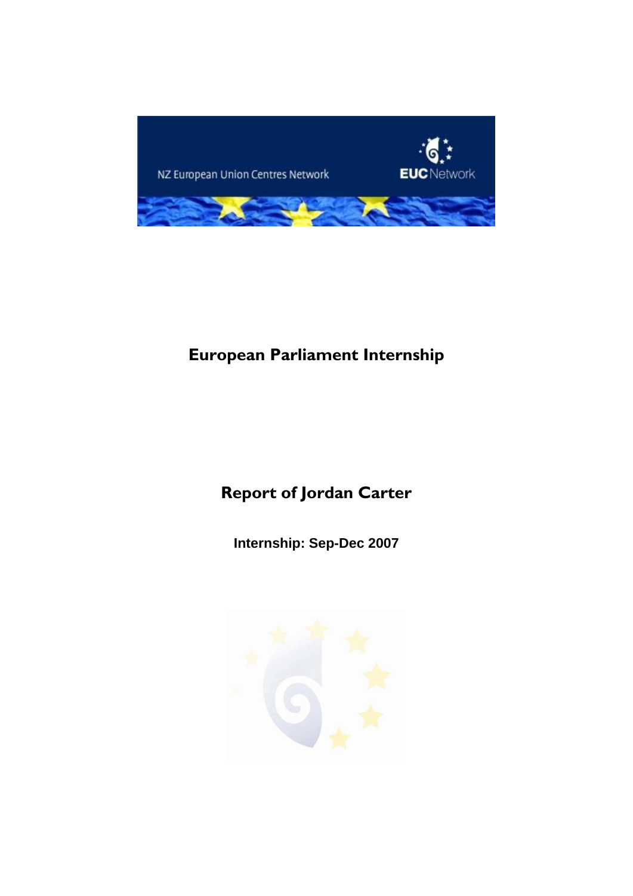NZ European Union Centres Network

EUC Network

# European Parliament Internship

## Report of Jordan Carter

**Internship: Sep-Dec 2007**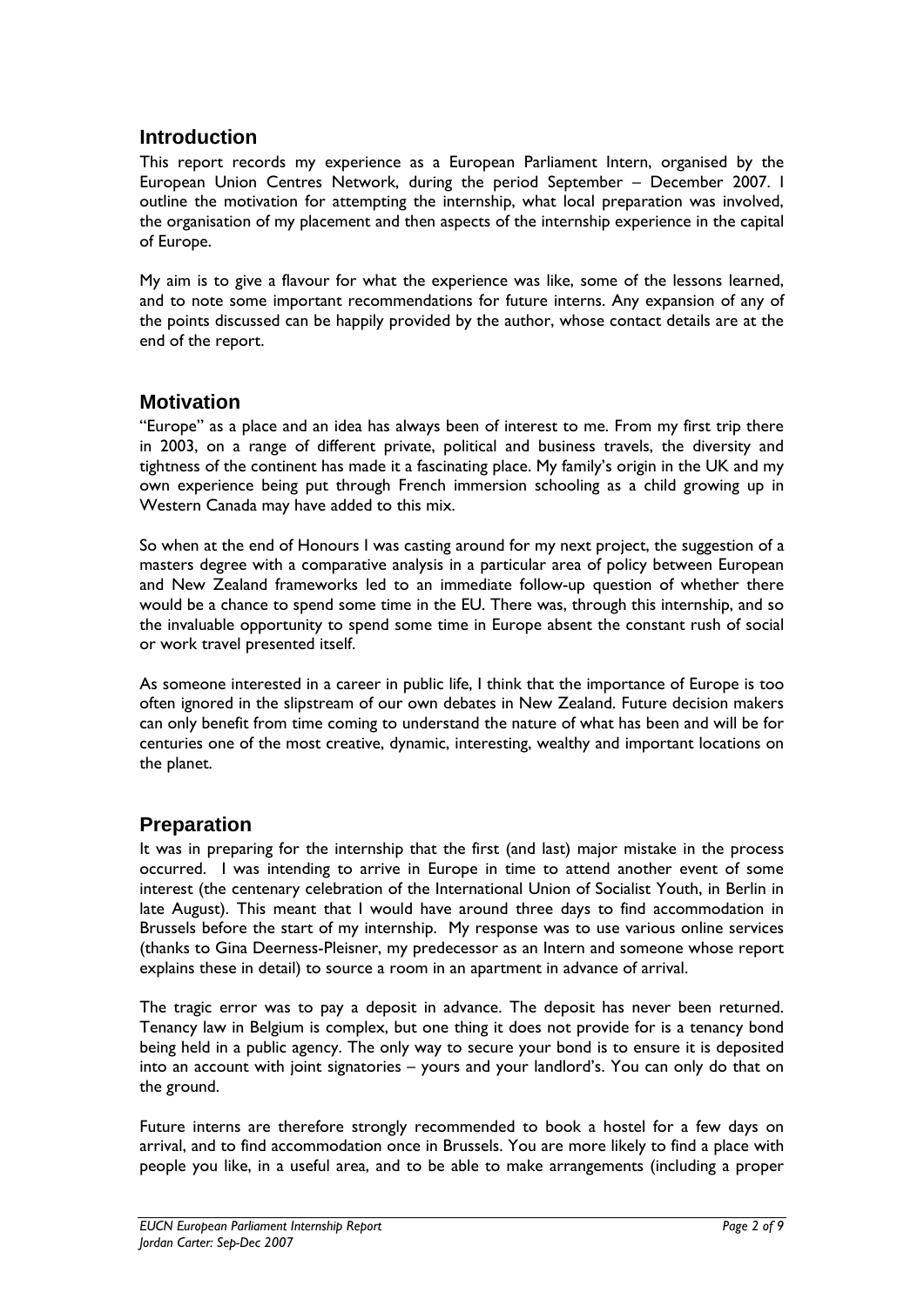## Introduction

This report records my experience as a European Parliament Intern, organised by the European Union Centres Network, during the period September – December 2007. I outline the motivation for attempting the internship, what local preparation was involved, the organisation of my placement and then aspects of the internship experience in the capital of Europe.

My aim is to give a flavour for what the experience was like, some of the lessons learned, and to note some important recommendations for future interns. Any expansion of any of the points discussed can be happily provided by the author, whose contact details are at the end of the report.

## Motivation

"Europe" as a place and an idea has always been of interest to me. From my first trip there in 2003, on a range of different private, political and business travels, the diversity and tightness of the continent has made it a fascinating place. My family's origin in the UK and my own experience being put through French immersion schooling as a child growing up in Western Canada may have added to this mix.

So when at the end of Honours I was casting around for my next project, the suggestion of a masters degree with a comparative analysis in a particular area of policy between European and New Zealand frameworks led to an immediate follow-up question of whether there would be a chance to spend some time in the EU. There was, through this internship, and so the invaluable opportunity to spend some time in Europe absent the constant rush of social or work travel presented itself.

As someone interested in a career in public life, I think that the importance of Europe is too often ignored in the slipstream of our own debates in New Zealand. Future decision makers can only benefit from time coming to understand the nature of what has been and will be for centuries one of the most creative, dynamic, interesting, wealthy and important locations on the planet.

## Preparation

It was in preparing for the internship that the first (and last) major mistake in the process occurred. I was intending to arrive in Europe in time to attend another event of some interest (the centenary celebration of the International Union of Socialist Youth, in Berlin in late August). This meant that I would have around three days to find accommodation in Brussels before the start of my internship. My response was to use various online services (thanks to Gina Deerness-Pleisner, my predecessor as an Intern and someone whose report explains these in detail) to source a room in an apartment in advance of arrival.

The tragic error was to pay a deposit in advance. The deposit has never been returned. Tenancy law in Belgium is complex, but one thing it does not provide for is a tenancy bond being held in a public agency. The only way to secure your bond is to ensure it is deposited into an account with joint signatories – yours and your landlord's. You can only do that on the ground.

Future interns are therefore strongly recommended to book a hostel for a few days on arrival, and to find accommodation once in Brussels. You are more likely to find a place with people you like, in a useful area, and to be able to make arrangements (including a proper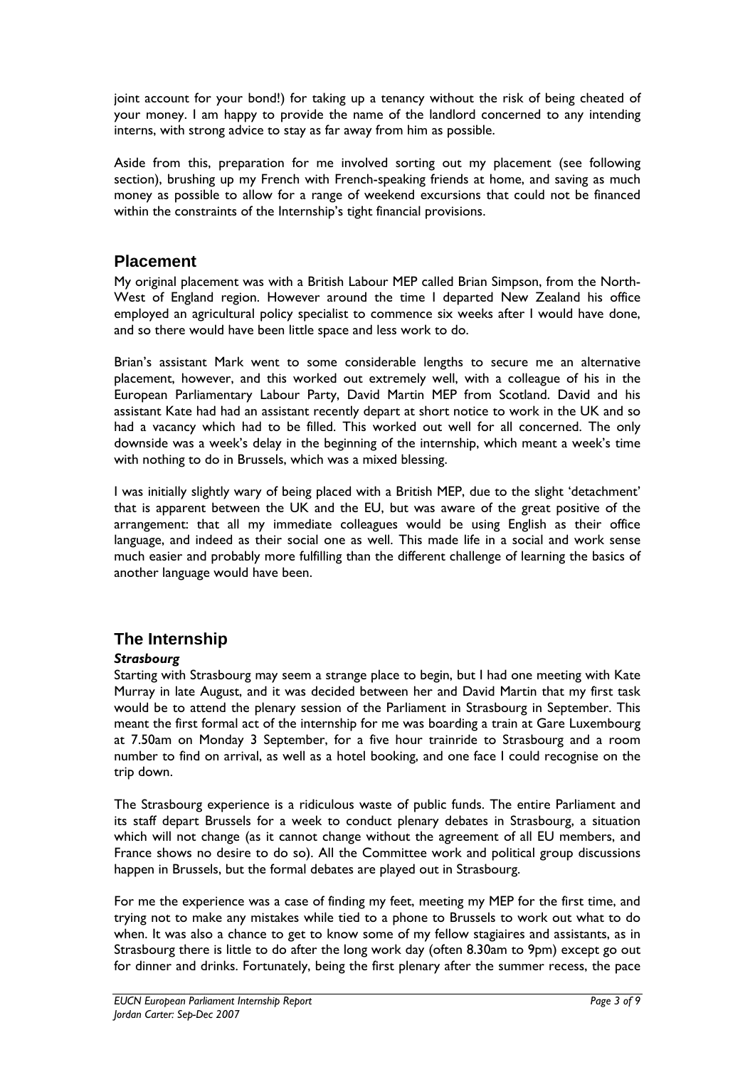joint account for your bond!) for taking up a tenancy without the risk of being cheated of your money. I am happy to provide the name of the landlord concerned to any intending interns, with strong advice to stay as far away from him as possible.

Aside from this, preparation for me involved sorting out my placement (see following section), brushing up my French with French-speaking friends at home, and saving as much money as possible to allow for a range of weekend excursions that could not be financed within the constraints of the Internship's tight financial provisions.

## Placement

My original placement was with a British Labour MEP called Brian Simpson, from the North-West of England region. However around the time I departed New Zealand his office employed an agricultural policy specialist to commence six weeks after I would have done, and so there would have been little space and less work to do.

Brian's assistant Mark went to some considerable lengths to secure me an alternative placement, however, and this worked out extremely well, with a colleague of his in the European Parliamentary Labour Party, David Martin MEP from Scotland. David and his assistant Kate had had an assistant recently depart at short notice to work in the UK and so had a vacancy which had to be filled. This worked out well for all concerned. The only downside was a week's delay in the beginning of the internship, which meant a week's time with nothing to do in Brussels, which was a mixed blessing.

I was initially slightly wary of being placed with a British MEP, due to the slight 'detachment' that is apparent between the UK and the EU, but was aware of the great positive of the arrangement: that all my immediate colleagues would be using English as their office language, and indeed as their social one as well. This made life in a social and work sense much easier and probably more fulfilling than the different challenge of learning the basics of another language would have been.

## The Internship

### *Strasbourg*

Starting with Strasbourg may seem a strange place to begin, but I had one meeting with Kate Murray in late August, and it was decided between her and David Martin that my first task would be to attend the plenary session of the Parliament in Strasbourg in September. This meant the first formal act of the internship for me was boarding a train at Gare Luxembourg at 7.50am on Monday 3 September, for a five hour trainride to Strasbourg and a room number to find on arrival, as well as a hotel booking, and one face I could recognise on the trip down.

The Strasbourg experience is a ridiculous waste of public funds. The entire Parliament and its staff depart Brussels for a week to conduct plenary debates in Strasbourg, a situation which will not change (as it cannot change without the agreement of all EU members, and France shows no desire to do so). All the Committee work and political group discussions happen in Brussels, but the formal debates are played out in Strasbourg.

For me the experience was a case of finding my feet, meeting my MEP for the first time, and trying not to make any mistakes while tied to a phone to Brussels to work out what to do when. It was also a chance to get to know some of my fellow stagiaires and assistants, as in Strasbourg there is little to do after the long work day (often 8.30am to 9pm) except go out for dinner and drinks. Fortunately, being the first plenary after the summer recess, the pace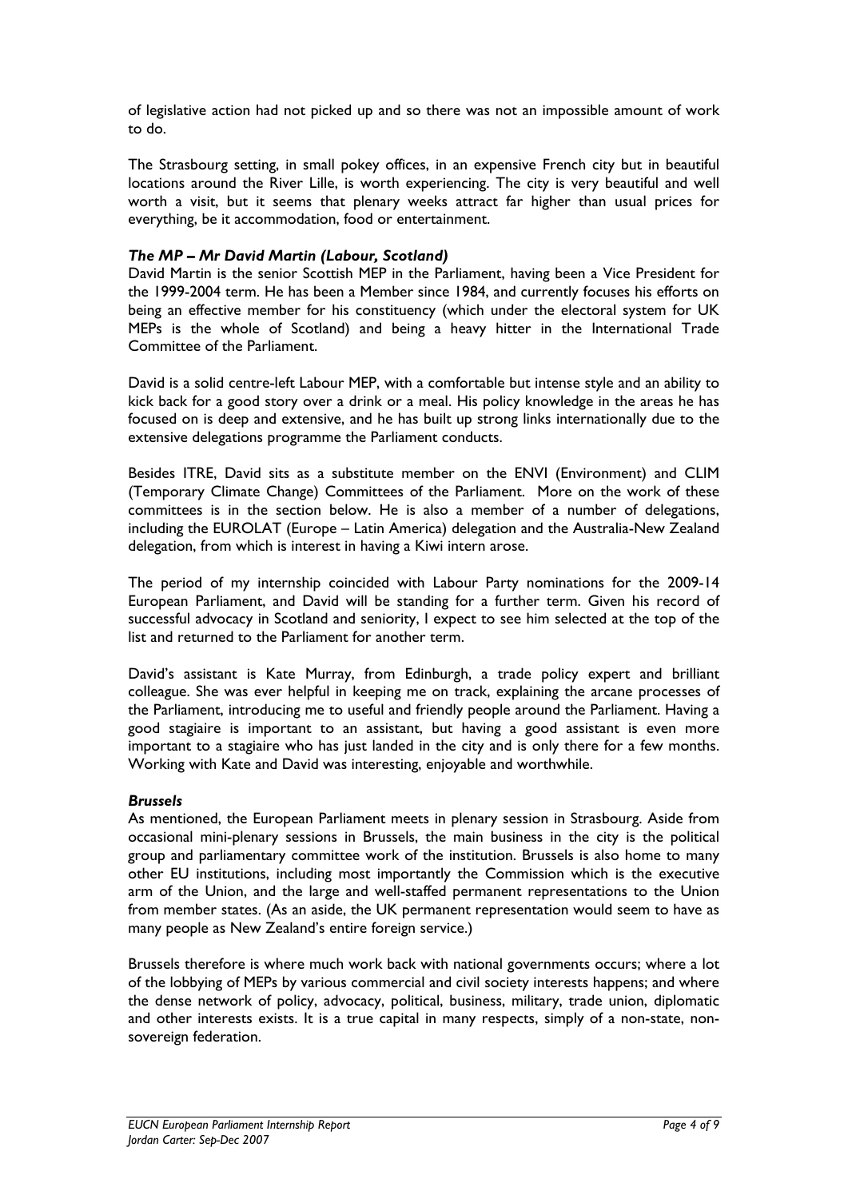of legislative action had not picked up and so there was not an impossible amount of work to do.

The Strasbourg setting, in small pokey offices, in an expensive French city but in beautiful locations around the River Lille, is worth experiencing. The city is very beautiful and well worth a visit, but it seems that plenary weeks attract far higher than usual prices for everything, be it accommodation, food or entertainment.

### *The MP – Mr David Martin (Labour, Scotland)*

David Martin is the senior Scottish MEP in the Parliament, having been a Vice President for the 1999-2004 term. He has been a Member since 1984, and currently focuses his efforts on being an effective member for his constituency (which under the electoral system for UK MEPs is the whole of Scotland) and being a heavy hitter in the International Trade Committee of the Parliament.

David is a solid centre-left Labour MEP, with a comfortable but intense style and an ability to kick back for a good story over a drink or a meal. His policy knowledge in the areas he has focused on is deep and extensive, and he has built up strong links internationally due to the extensive delegations programme the Parliament conducts.

Besides ITRE, David sits as a substitute member on the ENVI (Environment) and CLIM (Temporary Climate Change) Committees of the Parliament. More on the work of these committees is in the section below. He is also a member of a number of delegations, including the EUROLAT (Europe – Latin America) delegation and the Australia-New Zealand delegation, from which is interest in having a Kiwi intern arose.

The period of my internship coincided with Labour Party nominations for the 2009-14 European Parliament, and David will be standing for a further term. Given his record of successful advocacy in Scotland and seniority, I expect to see him selected at the top of the list and returned to the Parliament for another term.

David's assistant is Kate Murray, from Edinburgh, a trade policy expert and brilliant colleague. She was ever helpful in keeping me on track, explaining the arcane processes of the Parliament, introducing me to useful and friendly people around the Parliament. Having a good stagiaire is important to an assistant, but having a good assistant is even more important to a stagiaire who has just landed in the city and is only there for a few months. Working with Kate and David was interesting, enjoyable and worthwhile.

### *Brussels*

As mentioned, the European Parliament meets in plenary session in Strasbourg. Aside from occasional mini-plenary sessions in Brussels, the main business in the city is the political group and parliamentary committee work of the institution. Brussels is also home to many other EU institutions, including most importantly the Commission which is the executive arm of the Union, and the large and well-staffed permanent representations to the Union from member states. (As an aside, the UK permanent representation would seem to have as many people as New Zealand's entire foreign service.)

Brussels therefore is where much work back with national governments occurs; where a lot of the lobbying of MEPs by various commercial and civil society interests happens; and where the dense network of policy, advocacy, political, business, military, trade union, diplomatic and other interests exists. It is a true capital in many respects, simply of a non-state, non-sovereign federation.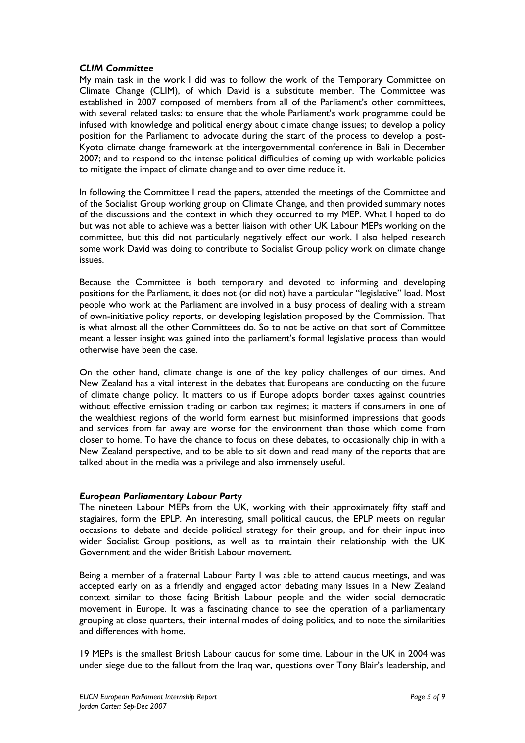### *CLIM Committee*

My main task in the work I did was to follow the work of the Temporary Committee on Climate Change (CLIM), of which David is a substitute member. The Committee was established in 2007 composed of members from all of the Parliament's other committees, with several related tasks: to ensure that the whole Parliament's work programme could be infused with knowledge and political energy about climate change issues; to develop a policy position for the Parliament to advocate during the start of the process to develop a post-Kyoto climate change framework at the intergovernmental conference in Bali in December 2007; and to respond to the intense political difficulties of coming up with workable policies to mitigate the impact of climate change and to over time reduce it.

In following the Committee I read the papers, attended the meetings of the Committee and of the Socialist Group working group on Climate Change, and then provided summary notes of the discussions and the context in which they occurred to my MEP. What I hoped to do but was not able to achieve was a better liaison with other UK Labour MEPs working on the committee, but this did not particularly negatively effect our work. I also helped research some work David was doing to contribute to Socialist Group policy work on climate change issues.

Because the Committee is both temporary and devoted to informing and developing positions for the Parliament, it does not (or did not) have a particular "legislative" load. Most people who work at the Parliament are involved in a busy process of dealing with a stream of own-initiative policy reports, or developing legislation proposed by the Commission. That is what almost all the other Committees do. So to not be active on that sort of Committee meant a lesser insight was gained into the parliament's formal legislative process than would otherwise have been the case.

On the other hand, climate change is one of the key policy challenges of our times. And New Zealand has a vital interest in the debates that Europeans are conducting on the future of climate change policy. It matters to us if Europe adopts border taxes against countries without effective emission trading or carbon tax regimes; it matters if consumers in one of the wealthiest regions of the world form earnest but misinformed impressions that goods and services from far away are worse for the environment than those which come from closer to home. To have the chance to focus on these debates, to occasionally chip in with a New Zealand perspective, and to be able to sit down and read many of the reports that are talked about in the media was a privilege and also immensely useful.

### *European Parliamentary Labour Party*

The nineteen Labour MEPs from the UK, working with their approximately fifty staff and stagiaires, form the EPLP. An interesting, small political caucus, the EPLP meets on regular occasions to debate and decide political strategy for their group, and for their input into wider Socialist Group positions, as well as to maintain their relationship with the UK Government and the wider British Labour movement.

Being a member of a fraternal Labour Party I was able to attend caucus meetings, and was accepted early on as a friendly and engaged actor debating many issues in a New Zealand context similar to those facing British Labour people and the wider social democratic movement in Europe. It was a fascinating chance to see the operation of a parliamentary grouping at close quarters, their internal modes of doing politics, and to note the similarities and differences with home.

19 MEPs is the smallest British Labour caucus for some time. Labour in the UK in 2004 was under siege due to the fallout from the Iraq war, questions over Tony Blair's leadership, and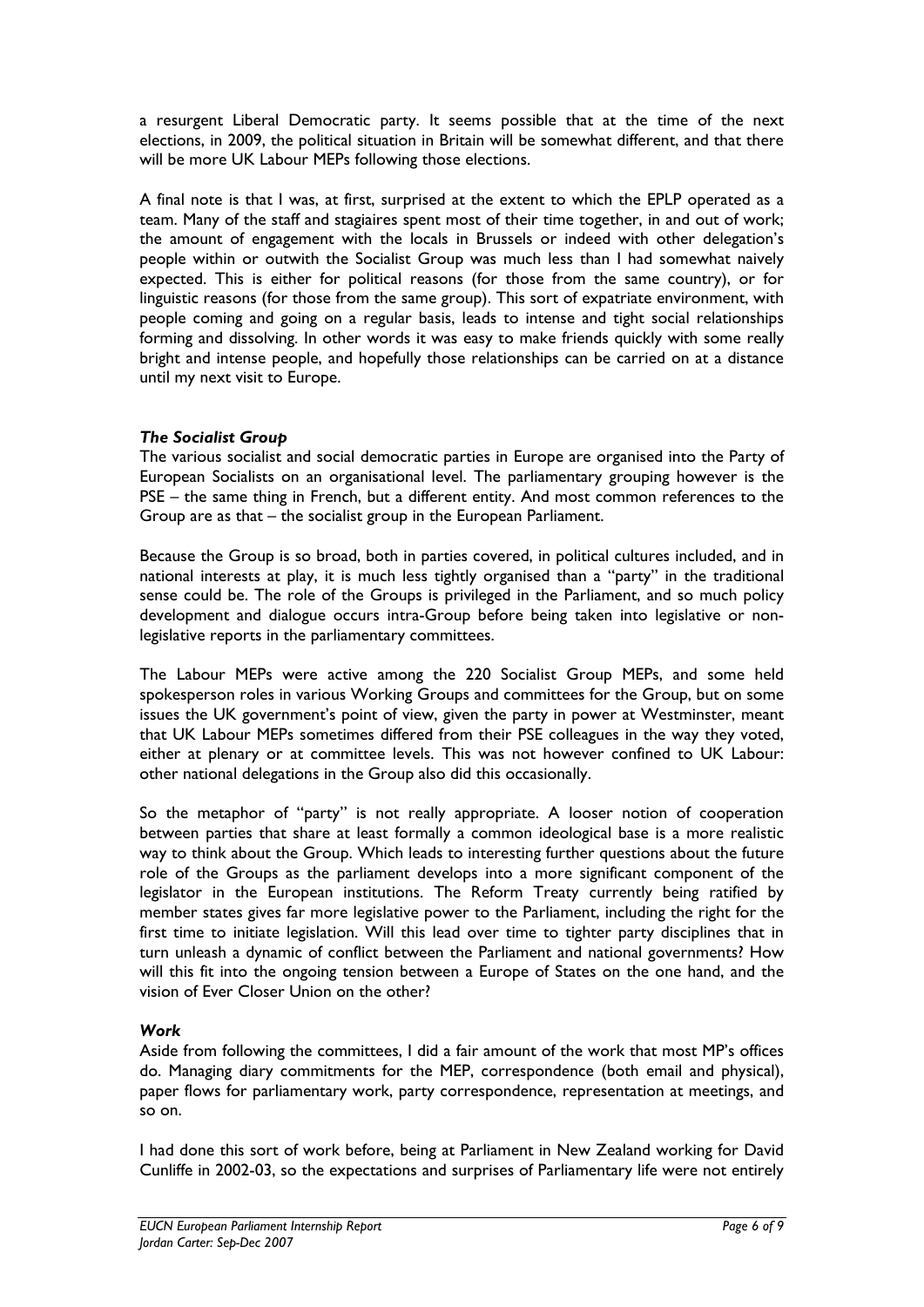a resurgent Liberal Democratic party. It seems possible that at the time of the next elections, in 2009, the political situation in Britain will be somewhat different, and that there will be more UK Labour MEPs following those elections.

A final note is that I was, at first, surprised at the extent to which the EPLP operated as a team. Many of the staff and stagiaires spent most of their time together, in and out of work; the amount of engagement with the locals in Brussels or indeed with other delegation's people within or outwith the Socialist Group was much less than I had somewhat naively expected. This is either for political reasons (for those from the same country), or for linguistic reasons (for those from the same group). This sort of expatriate environment, with people coming and going on a regular basis, leads to intense and tight social relationships forming and dissolving. In other words it was easy to make friends quickly with some really bright and intense people, and hopefully those relationships can be carried on at a distance until my next visit to Europe.

### *The Socialist Group*

The various socialist and social democratic parties in Europe are organised into the Party of European Socialists on an organisational level. The parliamentary grouping however is the PSE – the same thing in French, but a different entity. And most common references to the Group are as that – the socialist group in the European Parliament.

Because the Group is so broad, both in parties covered, in political cultures included, and in national interests at play, it is much less tightly organised than a "party" in the traditional sense could be. The role of the Groups is privileged in the Parliament, and so much policy development and dialogue occurs intra-Group before being taken into legislative or non-legislative reports in the parliamentary committees.

The Labour MEPs were active among the 220 Socialist Group MEPs, and some held spokesperson roles in various Working Groups and committees for the Group, but on some issues the UK government's point of view, given the party in power at Westminster, meant that UK Labour MEPs sometimes differed from their PSE colleagues in the way they voted, either at plenary or at committee levels. This was not however confined to UK Labour: other national delegations in the Group also did this occasionally.

So the metaphor of "party" is not really appropriate. A looser notion of cooperation between parties that share at least formally a common ideological base is a more realistic way to think about the Group. Which leads to interesting further questions about the future role of the Groups as the parliament develops into a more significant component of the legislator in the European institutions. The Reform Treaty currently being ratified by member states gives far more legislative power to the Parliament, including the right for the first time to initiate legislation. Will this lead over time to tighter party disciplines that in turn unleash a dynamic of conflict between the Parliament and national governments? How will this fit into the ongoing tension between a Europe of States on the one hand, and the vision of Ever Closer Union on the other?

### *Work*

Aside from following the committees, I did a fair amount of the work that most MP's offices do. Managing diary commitments for the MEP, correspondence (both email and physical), paper flows for parliamentary work, party correspondence, representation at meetings, and so on.

I had done this sort of work before, being at Parliament in New Zealand working for David Cunliffe in 2002-03, so the expectations and surprises of Parliamentary life were not entirely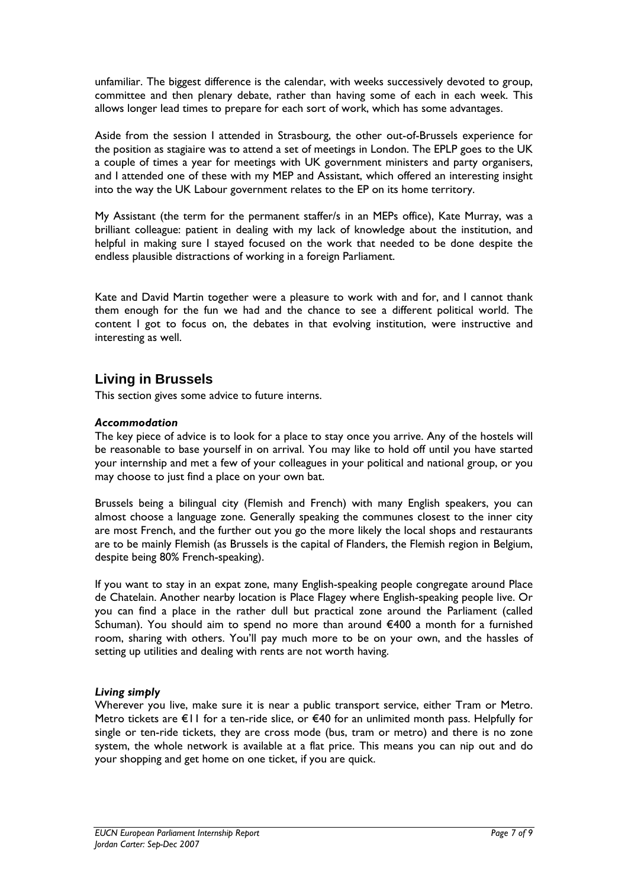unfamiliar. The biggest difference is the calendar, with weeks successively devoted to group, committee and then plenary debate, rather than having some of each in each week. This allows longer lead times to prepare for each sort of work, which has some advantages.

Aside from the session I attended in Strasbourg, the other out-of-Brussels experience for the position as stagiaire was to attend a set of meetings in London. The EPLP goes to the UK a couple of times a year for meetings with UK government ministers and party organisers, and I attended one of these with my MEP and Assistant, which offered an interesting insight into the way the UK Labour government relates to the EP on its home territory.

My Assistant (the term for the permanent staffer/s in an MEPs office), Kate Murray, was a brilliant colleague: patient in dealing with my lack of knowledge about the institution, and helpful in making sure I stayed focused on the work that needed to be done despite the endless plausible distractions of working in a foreign Parliament.

Kate and David Martin together were a pleasure to work with and for, and I cannot thank them enough for the fun we had and the chance to see a different political world. The content I got to focus on, the debates in that evolving institution, were instructive and interesting as well.

## Living in Brussels

This section gives some advice to future interns.

### *Accommodation*

The key piece of advice is to look for a place to stay once you arrive. Any of the hostels will be reasonable to base yourself in on arrival. You may like to hold off until you have started your internship and met a few of your colleagues in your political and national group, or you may choose to just find a place on your own bat.

Brussels being a bilingual city (Flemish and French) with many English speakers, you can almost choose a language zone. Generally speaking the communes closest to the inner city are most French, and the further out you go the more likely the local shops and restaurants are to be mainly Flemish (as Brussels is the capital of Flanders, the Flemish region in Belgium, despite being 80% French-speaking).

If you want to stay in an expat zone, many English-speaking people congregate around Place de Chatelain. Another nearby location is Place Flagey where English-speaking people live. Or you can find a place in the rather dull but practical zone around the Parliament (called Schuman). You should aim to spend no more than around €400 a month for a furnished room, sharing with others. You'll pay much more to be on your own, and the hassles of setting up utilities and dealing with rents are not worth having.

### *Living simply*

Wherever you live, make sure it is near a public transport service, either Tram or Metro. Metro tickets are €11 for a ten-ride slice, or €40 for an unlimited month pass. Helpfully for single or ten-ride tickets, they are cross mode (bus, tram or metro) and there is no zone system, the whole network is available at a flat price. This means you can nip out and do your shopping and get home on one ticket, if you are quick.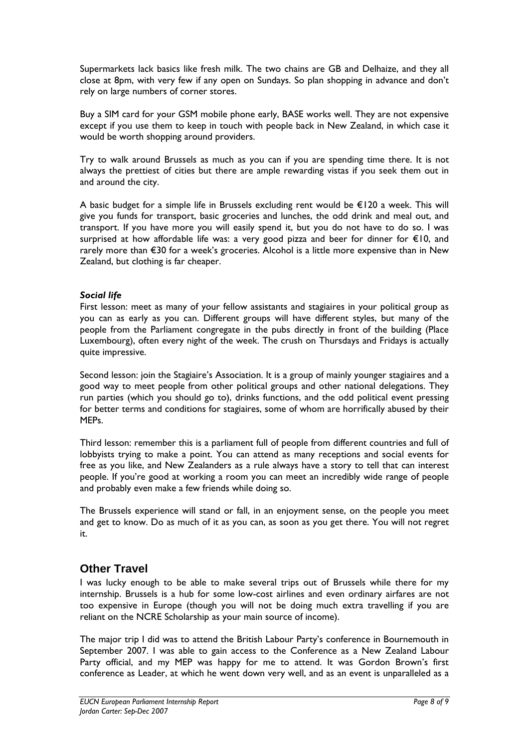Supermarkets lack basics like fresh milk. The two chains are GB and Delhaize, and they all close at 8pm, with very few if any open on Sundays. So plan shopping in advance and don't rely on large numbers of corner stores.

Buy a SIM card for your GSM mobile phone early, BASE works well. They are not expensive except if you use them to keep in touch with people back in New Zealand, in which case it would be worth shopping around providers.

Try to walk around Brussels as much as you can if you are spending time there. It is not always the prettiest of cities but there are ample rewarding vistas if you seek them out in and around the city.

A basic budget for a simple life in Brussels excluding rent would be €120 a week. This will give you funds for transport, basic groceries and lunches, the odd drink and meal out, and transport. If you have more you will easily spend it, but you do not have to do so. I was surprised at how affordable life was: a very good pizza and beer for dinner for €10, and rarely more than €30 for a week's groceries. Alcohol is a little more expensive than in New Zealand, but clothing is far cheaper.

***Social life***

First lesson: meet as many of your fellow assistants and stagiaires in your political group as you can as early as you can. Different groups will have different styles, but many of the people from the Parliament congregate in the pubs directly in front of the building (Place Luxembourg), often every night of the week. The crush on Thursdays and Fridays is actually quite impressive.

Second lesson: join the Stagiaire's Association. It is a group of mainly younger stagiaires and a good way to meet people from other political groups and other national delegations. They run parties (which you should go to), drinks functions, and the odd political event pressing for better terms and conditions for stagiaires, some of whom are horrifically abused by their MEPs.

Third lesson: remember this is a parliament full of people from different countries and full of lobbyists trying to make a point. You can attend as many receptions and social events for free as you like, and New Zealanders as a rule always have a story to tell that can interest people. If you're good at working a room you can meet an incredibly wide range of people and probably even make a few friends while doing so.

The Brussels experience will stand or fall, in an enjoyment sense, on the people you meet and get to know. Do as much of it as you can, as soon as you get there. You will not regret it.

## Other Travel

I was lucky enough to be able to make several trips out of Brussels while there for my internship. Brussels is a hub for some low-cost airlines and even ordinary airfares are not too expensive in Europe (though you will not be doing much extra travelling if you are reliant on the NCRE Scholarship as your main source of income).

The major trip I did was to attend the British Labour Party's conference in Bournemouth in September 2007. I was able to gain access to the Conference as a New Zealand Labour Party official, and my MEP was happy for me to attend. It was Gordon Brown's first conference as Leader, at which he went down very well, and as an event is unparalleled as a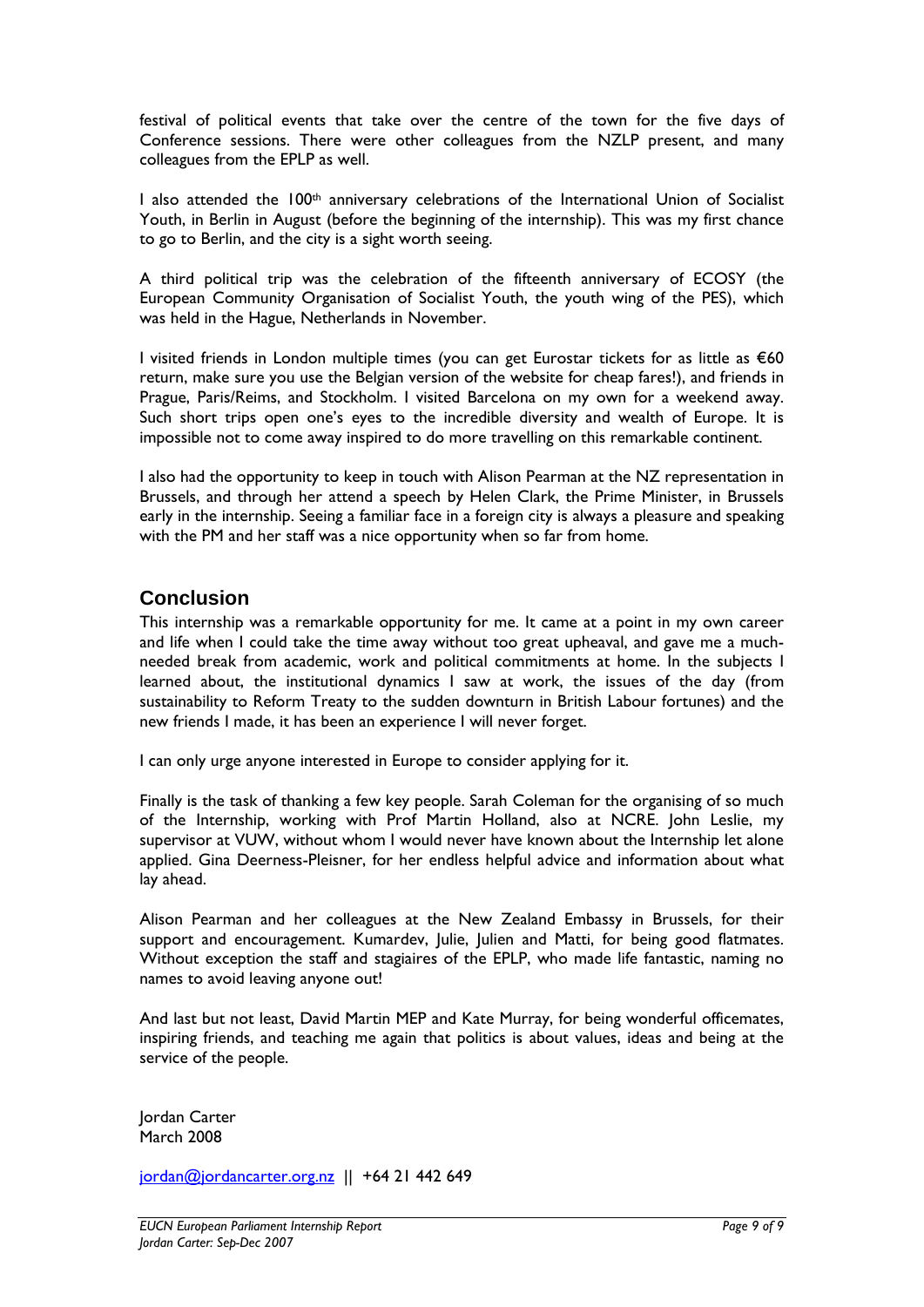festival of political events that take over the centre of the town for the five days of Conference sessions. There were other colleagues from the NZLP present, and many colleagues from the EPLP as well.

I also attended the 100th anniversary celebrations of the International Union of Socialist Youth, in Berlin in August (before the beginning of the internship). This was my first chance to go to Berlin, and the city is a sight worth seeing.

A third political trip was the celebration of the fifteenth anniversary of ECOSY (the European Community Organisation of Socialist Youth, the youth wing of the PES), which was held in the Hague, Netherlands in November.

I visited friends in London multiple times (you can get Eurostar tickets for as little as €60 return, make sure you use the Belgian version of the website for cheap fares!), and friends in Prague, Paris/Reims, and Stockholm. I visited Barcelona on my own for a weekend away. Such short trips open one's eyes to the incredible diversity and wealth of Europe. It is impossible not to come away inspired to do more travelling on this remarkable continent.

I also had the opportunity to keep in touch with Alison Pearman at the NZ representation in Brussels, and through her attend a speech by Helen Clark, the Prime Minister, in Brussels early in the internship. Seeing a familiar face in a foreign city is always a pleasure and speaking with the PM and her staff was a nice opportunity when so far from home.

## Conclusion

This internship was a remarkable opportunity for me. It came at a point in my own career and life when I could take the time away without too great upheaval, and gave me a much-needed break from academic, work and political commitments at home. In the subjects I learned about, the institutional dynamics I saw at work, the issues of the day (from sustainability to Reform Treaty to the sudden downturn in British Labour fortunes) and the new friends I made, it has been an experience I will never forget.

I can only urge anyone interested in Europe to consider applying for it.

Finally is the task of thanking a few key people. Sarah Coleman for the organising of so much of the Internship, working with Prof Martin Holland, also at NCRE. John Leslie, my supervisor at VUW, without whom I would never have known about the Internship let alone applied. Gina Deerness-Pleisner, for her endless helpful advice and information about what lay ahead.

Alison Pearman and her colleagues at the New Zealand Embassy in Brussels, for their support and encouragement. Kumardev, Julie, Julien and Matti, for being good flatmates. Without exception the staff and stagiaires of the EPLP, who made life fantastic, naming no names to avoid leaving anyone out!

And last but not least, David Martin MEP and Kate Murray, for being wonderful officemates, inspiring friends, and teaching me again that politics is about values, ideas and being at the service of the people.

Jordan Carter
March 2008

jordan@jordancarter.org.nz || +64 21 442 649